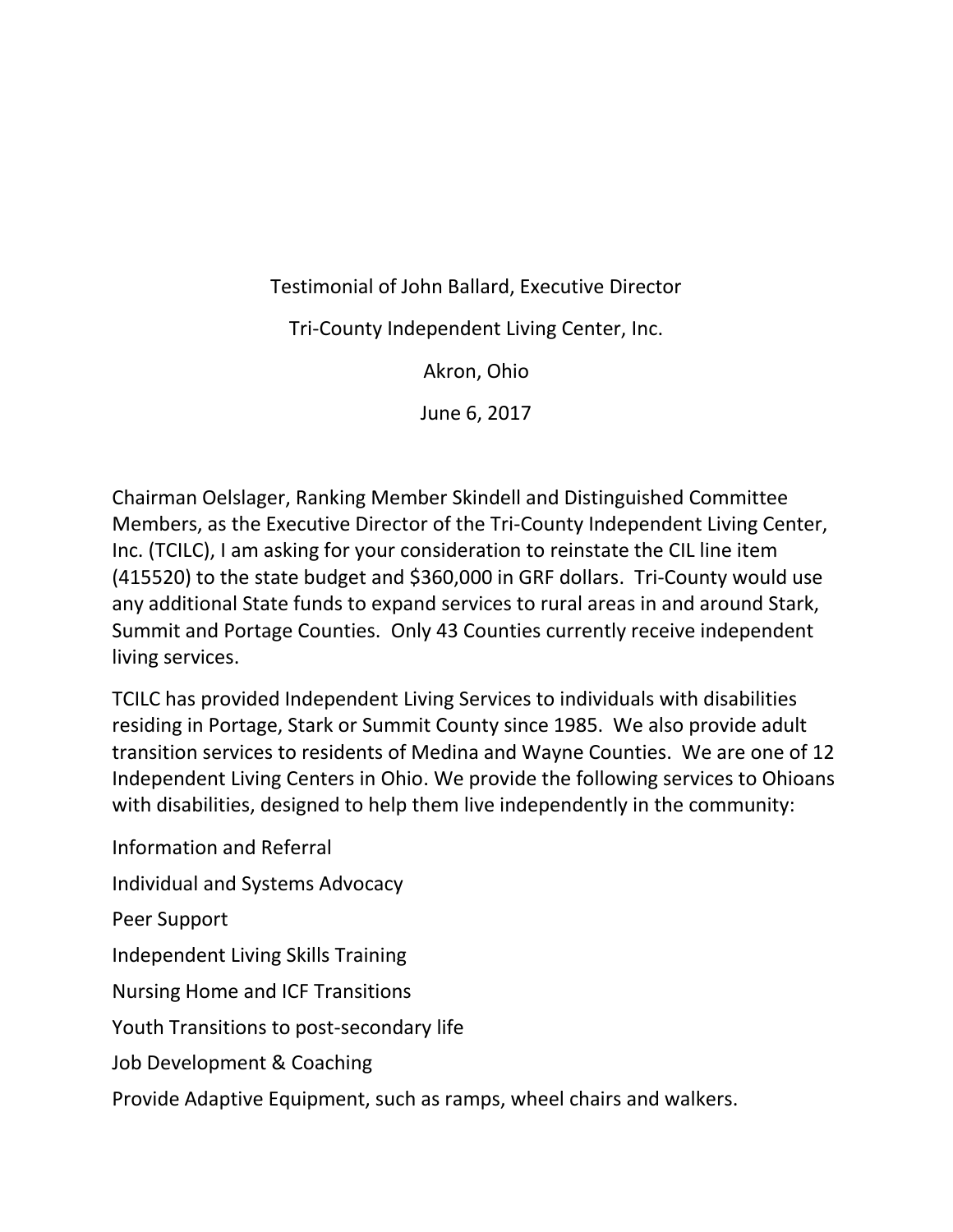Testimonial of John Ballard, Executive Director

Tri-County Independent Living Center, Inc.

Akron, Ohio

June 6, 2017

Chairman Oelslager, Ranking Member Skindell and Distinguished Committee Members, as the Executive Director of the Tri-County Independent Living Center, Inc. (TCILC), I am asking for your consideration to reinstate the CIL line item (415520) to the state budget and $360,000 in GRF dollars. Tri-County would use any additional State funds to expand services to rural areas in and around Stark, Summit and Portage Counties. Only 43 Counties currently receive independent living services.

TCILC has provided Independent Living Services to individuals with disabilities residing in Portage, Stark or Summit County since 1985. We also provide adult transition services to residents of Medina and Wayne Counties. We are one of 12 Independent Living Centers in Ohio. We provide the following services to Ohioans with disabilities, designed to help them live independently in the community:

Information and Referral

Individual and Systems Advocacy

Peer Support

Independent Living Skills Training

Nursing Home and ICF Transitions

Youth Transitions to post-secondary life

Job Development & Coaching

Provide Adaptive Equipment, such as ramps, wheel chairs and walkers.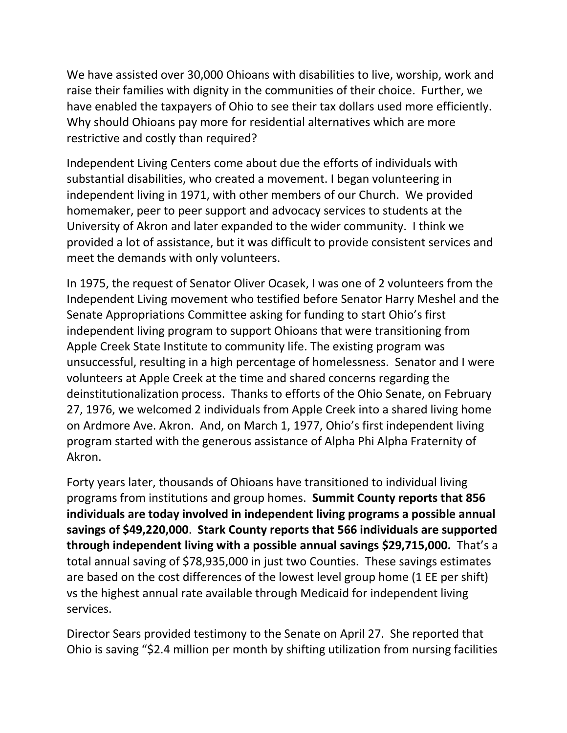We have assisted over 30,000 Ohioans with disabilities to live, worship, work and raise their families with dignity in the communities of their choice. Further, we have enabled the taxpayers of Ohio to see their tax dollars used more efficiently. Why should Ohioans pay more for residential alternatives which are more restrictive and costly than required?

Independent Living Centers come about due the efforts of individuals with substantial disabilities, who created a movement. I began volunteering in independent living in 1971, with other members of our Church. We provided homemaker, peer to peer support and advocacy services to students at the University of Akron and later expanded to the wider community. I think we provided a lot of assistance, but it was difficult to provide consistent services and meet the demands with only volunteers.

In 1975, the request of Senator Oliver Ocasek, I was one of 2 volunteers from the Independent Living movement who testified before Senator Harry Meshel and the Senate Appropriations Committee asking for funding to start Ohio's first independent living program to support Ohioans that were transitioning from Apple Creek State Institute to community life. The existing program was unsuccessful, resulting in a high percentage of homelessness. Senator and I were volunteers at Apple Creek at the time and shared concerns regarding the deinstitutionalization process. Thanks to efforts of the Ohio Senate, on February 27, 1976, we welcomed 2 individuals from Apple Creek into a shared living home on Ardmore Ave. Akron. And, on March 1, 1977, Ohio's first independent living program started with the generous assistance of Alpha Phi Alpha Fraternity of Akron.

Forty years later, thousands of Ohioans have transitioned to individual living programs from institutions and group homes. **Summit County reports that 856 individuals are today involved in independent living programs a possible annual savings of $49,220,000**. **Stark County reports that 566 individuals are supported through independent living with a possible annual savings $29,715,000.** That's a total annual saving of $78,935,000 in just two Counties. These savings estimates are based on the cost differences of the lowest level group home (1 EE per shift) vs the highest annual rate available through Medicaid for independent living services.

Director Sears provided testimony to the Senate on April 27. She reported that Ohio is saving "$2.4 million per month by shifting utilization from nursing facilities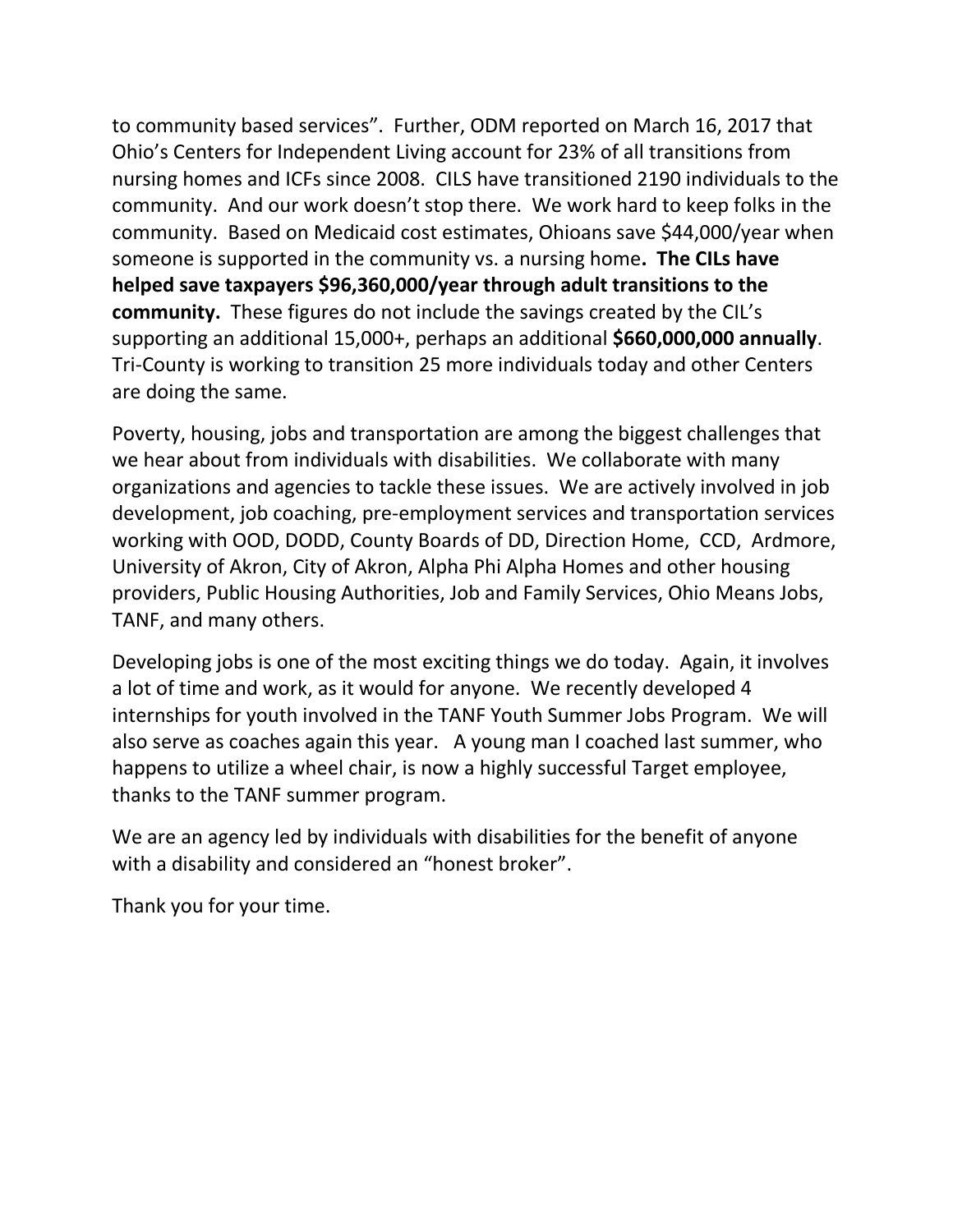to community based services". Further, ODM reported on March 16, 2017 that Ohio's Centers for Independent Living account for 23% of all transitions from nursing homes and ICFs since 2008. CILS have transitioned 2190 individuals to the community. And our work doesn't stop there. We work hard to keep folks in the community. Based on Medicaid cost estimates, Ohioans save $44,000/year when someone is supported in the community vs. a nursing home**. The CILs have helped save taxpayers $96,360,000/year through adult transitions to the community.** These figures do not include the savings created by the CIL's supporting an additional 15,000+, perhaps an additional **$660,000,000 annually**. Tri-County is working to transition 25 more individuals today and other Centers are doing the same.

Poverty, housing, jobs and transportation are among the biggest challenges that we hear about from individuals with disabilities. We collaborate with many organizations and agencies to tackle these issues. We are actively involved in job development, job coaching, pre-employment services and transportation services working with OOD, DODD, County Boards of DD, Direction Home, CCD, Ardmore, University of Akron, City of Akron, Alpha Phi Alpha Homes and other housing providers, Public Housing Authorities, Job and Family Services, Ohio Means Jobs, TANF, and many others.

Developing jobs is one of the most exciting things we do today. Again, it involves a lot of time and work, as it would for anyone. We recently developed 4 internships for youth involved in the TANF Youth Summer Jobs Program. We will also serve as coaches again this year. A young man I coached last summer, who happens to utilize a wheel chair, is now a highly successful Target employee, thanks to the TANF summer program.

We are an agency led by individuals with disabilities for the benefit of anyone with a disability and considered an "honest broker".

Thank you for your time.